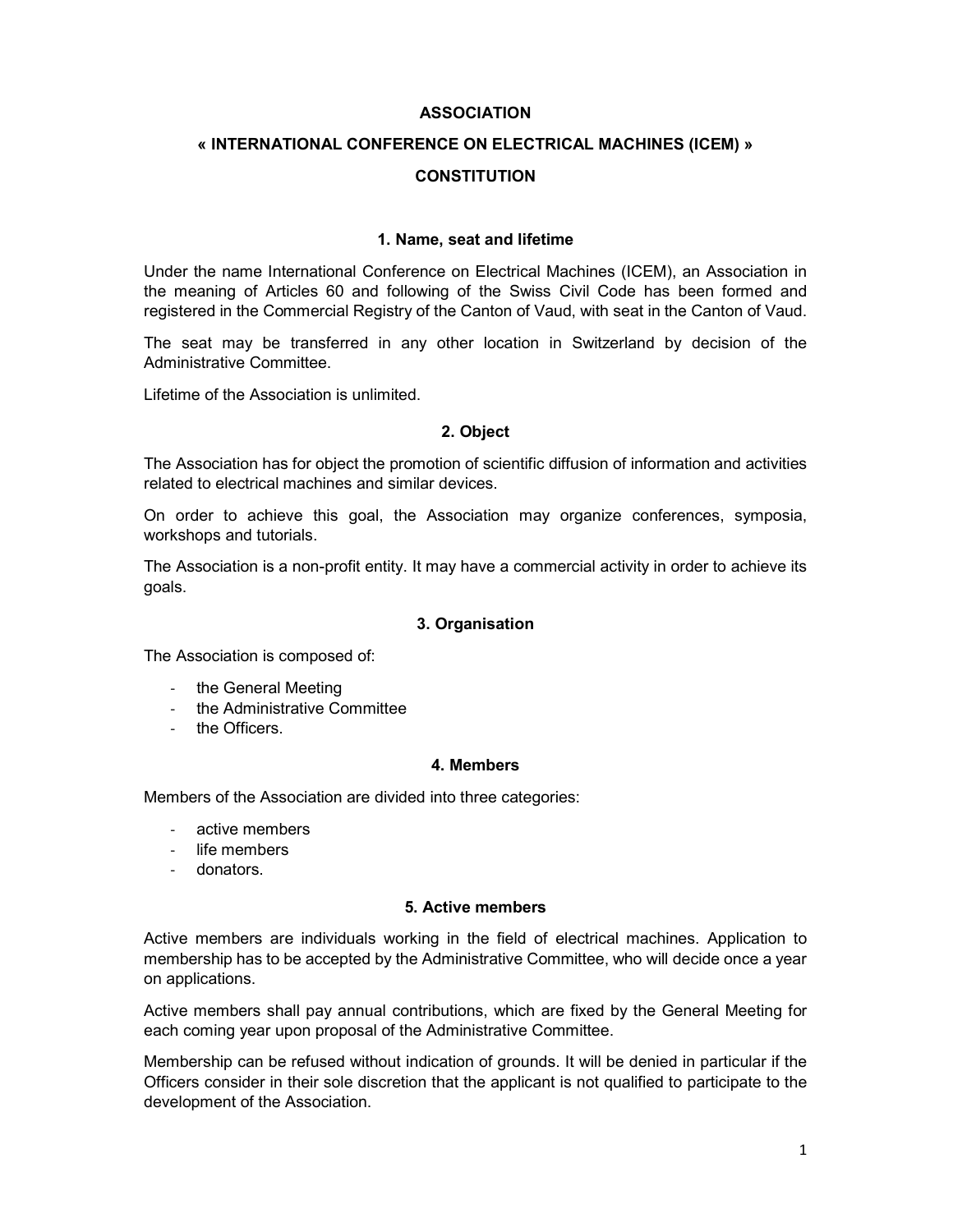# ASSOCIATION

# « INTERNATIONAL CONFERENCE ON ELECTRICAL MACHINES (ICEM) »

# CONSTITUTION

## 1. Name, seat and lifetime

Under the name International Conference on Electrical Machines (ICEM), an Association in the meaning of Articles 60 and following of the Swiss Civil Code has been formed and registered in the Commercial Registry of the Canton of Vaud, with seat in the Canton of Vaud.

The seat may be transferred in any other location in Switzerland by decision of the Administrative Committee.

Lifetime of the Association is unlimited.

## 2. Object

The Association has for object the promotion of scientific diffusion of information and activities related to electrical machines and similar devices.

On order to achieve this goal, the Association may organize conferences, symposia, workshops and tutorials.

The Association is a non-profit entity. It may have a commercial activity in order to achieve its goals.

## 3. Organisation

The Association is composed of:

- the General Meeting
- the Administrative Committee
- the Officers.

## 4. Members

Members of the Association are divided into three categories:

- active members
- life members
- donators.

## 5. Active members

Active members are individuals working in the field of electrical machines. Application to membership has to be accepted by the Administrative Committee, who will decide once a year on applications.

Active members shall pay annual contributions, which are fixed by the General Meeting for each coming year upon proposal of the Administrative Committee.

Membership can be refused without indication of grounds. It will be denied in particular if the Officers consider in their sole discretion that the applicant is not qualified to participate to the development of the Association.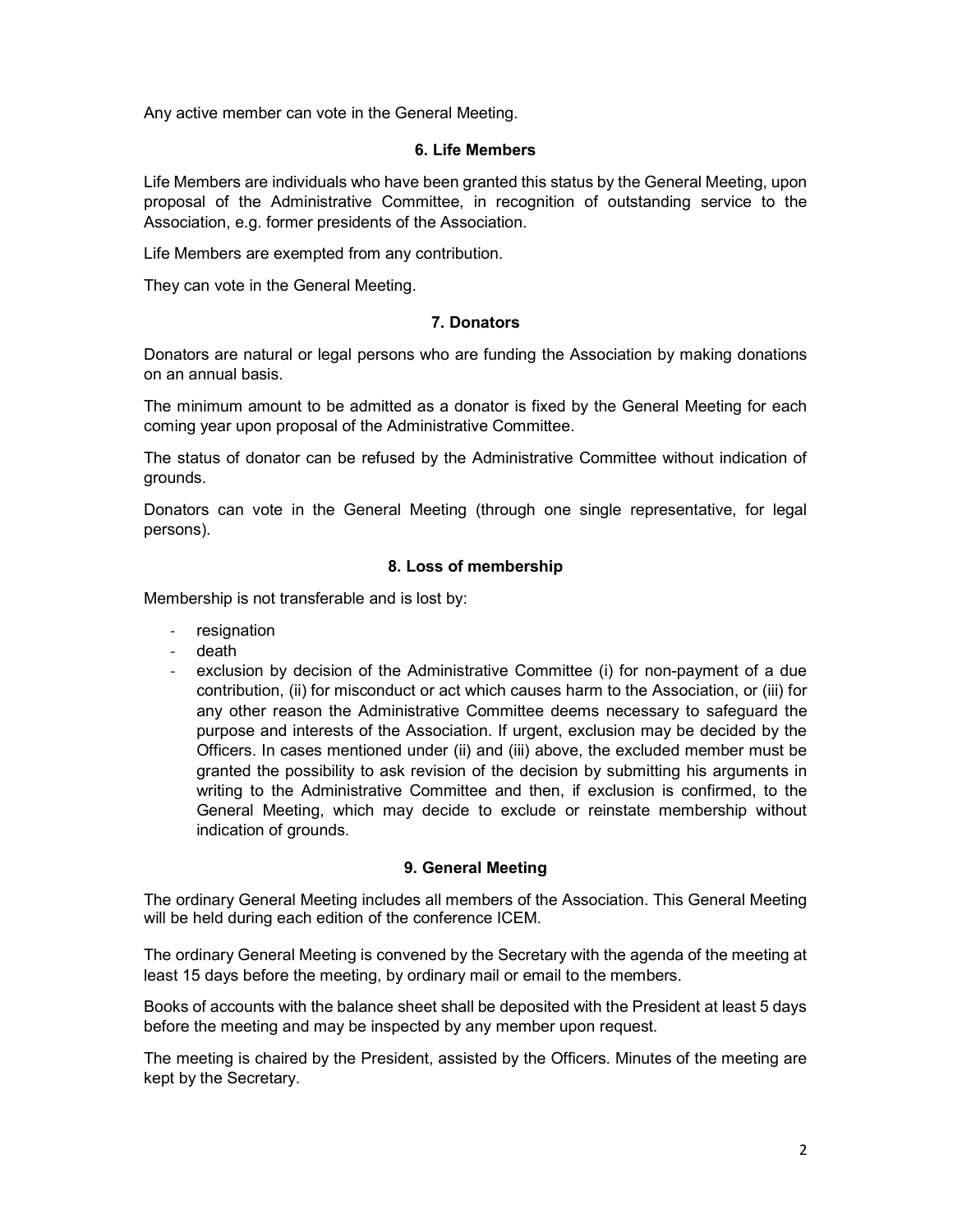Any active member can vote in the General Meeting.

### 6. Life Members

Life Members are individuals who have been granted this status by the General Meeting, upon proposal of the Administrative Committee, in recognition of outstanding service to the Association, e.g. former presidents of the Association.

Life Members are exempted from any contribution.

They can vote in the General Meeting.

### 7. Donators

Donators are natural or legal persons who are funding the Association by making donations on an annual basis.

The minimum amount to be admitted as a donator is fixed by the General Meeting for each coming year upon proposal of the Administrative Committee.

The status of donator can be refused by the Administrative Committee without indication of grounds.

Donators can vote in the General Meeting (through one single representative, for legal persons).

### 8. Loss of membership

Membership is not transferable and is lost by:

- resignation
- death
- exclusion by decision of the Administrative Committee (i) for non-payment of a due contribution, (ii) for misconduct or act which causes harm to the Association, or (iii) for any other reason the Administrative Committee deems necessary to safeguard the purpose and interests of the Association. If urgent, exclusion may be decided by the Officers. In cases mentioned under (ii) and (iii) above, the excluded member must be granted the possibility to ask revision of the decision by submitting his arguments in writing to the Administrative Committee and then, if exclusion is confirmed, to the General Meeting, which may decide to exclude or reinstate membership without indication of grounds.

### 9. General Meeting

The ordinary General Meeting includes all members of the Association. This General Meeting will be held during each edition of the conference ICEM.

The ordinary General Meeting is convened by the Secretary with the agenda of the meeting at least 15 days before the meeting, by ordinary mail or email to the members.

Books of accounts with the balance sheet shall be deposited with the President at least 5 days before the meeting and may be inspected by any member upon request.

The meeting is chaired by the President, assisted by the Officers. Minutes of the meeting are kept by the Secretary.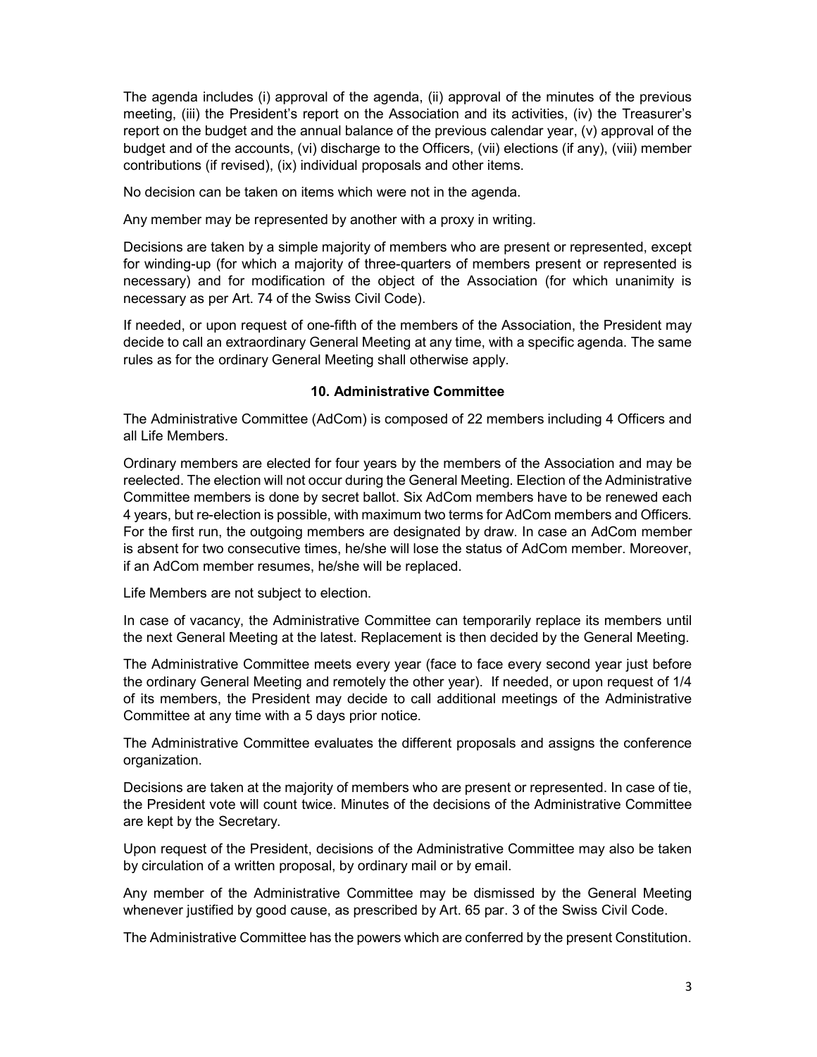The agenda includes (i) approval of the agenda, (ii) approval of the minutes of the previous meeting, (iii) the President's report on the Association and its activities, (iv) the Treasurer's report on the budget and the annual balance of the previous calendar year, (v) approval of the budget and of the accounts, (vi) discharge to the Officers, (vii) elections (if any), (viii) member contributions (if revised), (ix) individual proposals and other items.

No decision can be taken on items which were not in the agenda.

Any member may be represented by another with a proxy in writing.

Decisions are taken by a simple majority of members who are present or represented, except for winding-up (for which a majority of three-quarters of members present or represented is necessary) and for modification of the object of the Association (for which unanimity is necessary as per Art. 74 of the Swiss Civil Code).

If needed, or upon request of one-fifth of the members of the Association, the President may decide to call an extraordinary General Meeting at any time, with a specific agenda. The same rules as for the ordinary General Meeting shall otherwise apply.

## 10. Administrative Committee

The Administrative Committee (AdCom) is composed of 22 members including 4 Officers and all Life Members.

Ordinary members are elected for four years by the members of the Association and may be reelected. The election will not occur during the General Meeting. Election of the Administrative Committee members is done by secret ballot. Six AdCom members have to be renewed each 4 years, but re-election is possible, with maximum two terms for AdCom members and Officers. For the first run, the outgoing members are designated by draw. In case an AdCom member is absent for two consecutive times, he/she will lose the status of AdCom member. Moreover, if an AdCom member resumes, he/she will be replaced.

Life Members are not subject to election.

In case of vacancy, the Administrative Committee can temporarily replace its members until the next General Meeting at the latest. Replacement is then decided by the General Meeting.

The Administrative Committee meets every year (face to face every second year just before the ordinary General Meeting and remotely the other year). If needed, or upon request of 1/4 of its members, the President may decide to call additional meetings of the Administrative Committee at any time with a 5 days prior notice.

The Administrative Committee evaluates the different proposals and assigns the conference organization.

Decisions are taken at the majority of members who are present or represented. In case of tie, the President vote will count twice. Minutes of the decisions of the Administrative Committee are kept by the Secretary.

Upon request of the President, decisions of the Administrative Committee may also be taken by circulation of a written proposal, by ordinary mail or by email.

Any member of the Administrative Committee may be dismissed by the General Meeting whenever justified by good cause, as prescribed by Art. 65 par. 3 of the Swiss Civil Code.

The Administrative Committee has the powers which are conferred by the present Constitution.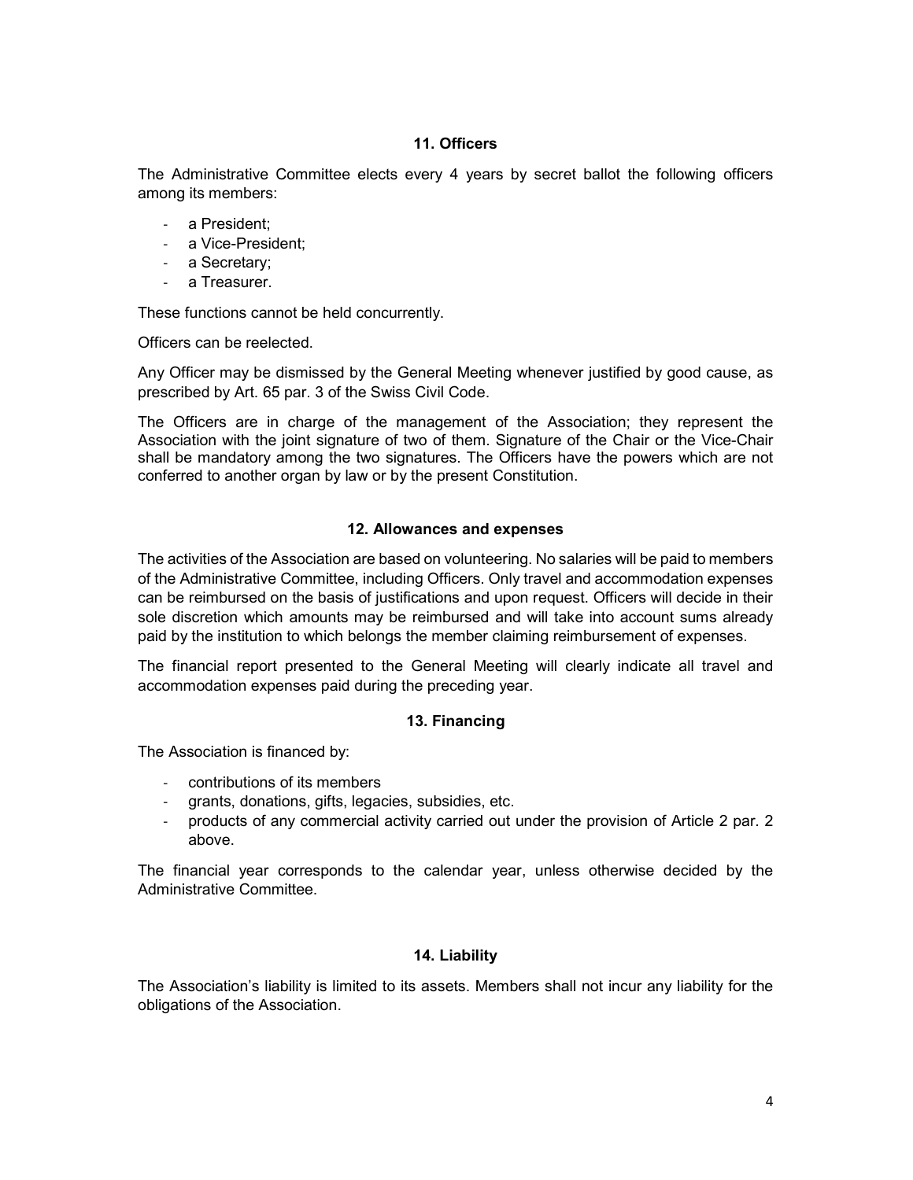## 11. Officers

The Administrative Committee elects every 4 years by secret ballot the following officers among its members:

- a President;
- a Vice-President;
- a Secretary;
- a Treasurer.

These functions cannot be held concurrently.

Officers can be reelected.

Any Officer may be dismissed by the General Meeting whenever justified by good cause, as prescribed by Art. 65 par. 3 of the Swiss Civil Code.

The Officers are in charge of the management of the Association; they represent the Association with the joint signature of two of them. Signature of the Chair or the Vice-Chair shall be mandatory among the two signatures. The Officers have the powers which are not conferred to another organ by law or by the present Constitution.

## 12. Allowances and expenses

The activities of the Association are based on volunteering. No salaries will be paid to members of the Administrative Committee, including Officers. Only travel and accommodation expenses can be reimbursed on the basis of justifications and upon request. Officers will decide in their sole discretion which amounts may be reimbursed and will take into account sums already paid by the institution to which belongs the member claiming reimbursement of expenses.

The financial report presented to the General Meeting will clearly indicate all travel and accommodation expenses paid during the preceding year.

## 13. Financing

The Association is financed by:

- contributions of its members
- grants, donations, gifts, legacies, subsidies, etc.
- products of any commercial activity carried out under the provision of Article 2 par. 2 above.

The financial year corresponds to the calendar year, unless otherwise decided by the Administrative Committee.

## 14. Liability

The Association's liability is limited to its assets. Members shall not incur any liability for the obligations of the Association.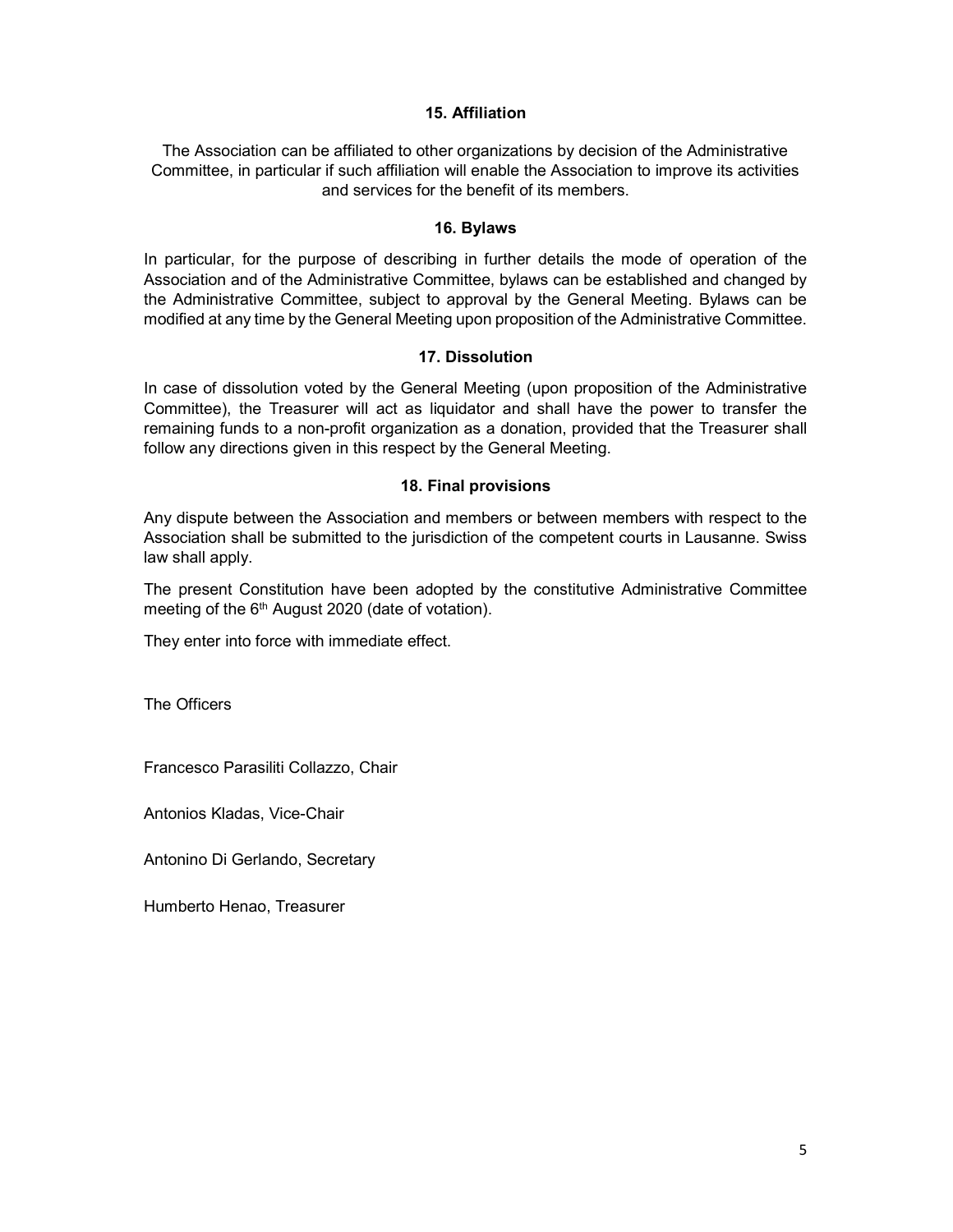### 15. Affiliation

The Association can be affiliated to other organizations by decision of the Administrative Committee, in particular if such affiliation will enable the Association to improve its activities and services for the benefit of its members.

### 16. Bylaws

In particular, for the purpose of describing in further details the mode of operation of the Association and of the Administrative Committee, bylaws can be established and changed by the Administrative Committee, subject to approval by the General Meeting. Bylaws can be modified at any time by the General Meeting upon proposition of the Administrative Committee.

### 17. Dissolution

In case of dissolution voted by the General Meeting (upon proposition of the Administrative Committee), the Treasurer will act as liquidator and shall have the power to transfer the remaining funds to a non-profit organization as a donation, provided that the Treasurer shall follow any directions given in this respect by the General Meeting.

### 18. Final provisions

Any dispute between the Association and members or between members with respect to the Association shall be submitted to the jurisdiction of the competent courts in Lausanne. Swiss law shall apply.

The present Constitution have been adopted by the constitutive Administrative Committee meeting of the 6th August 2020 (date of votation).

They enter into force with immediate effect.

The Officers

Francesco Parasiliti Collazzo, Chair

Antonios Kladas, Vice-Chair

Antonino Di Gerlando, Secretary

Humberto Henao, Treasurer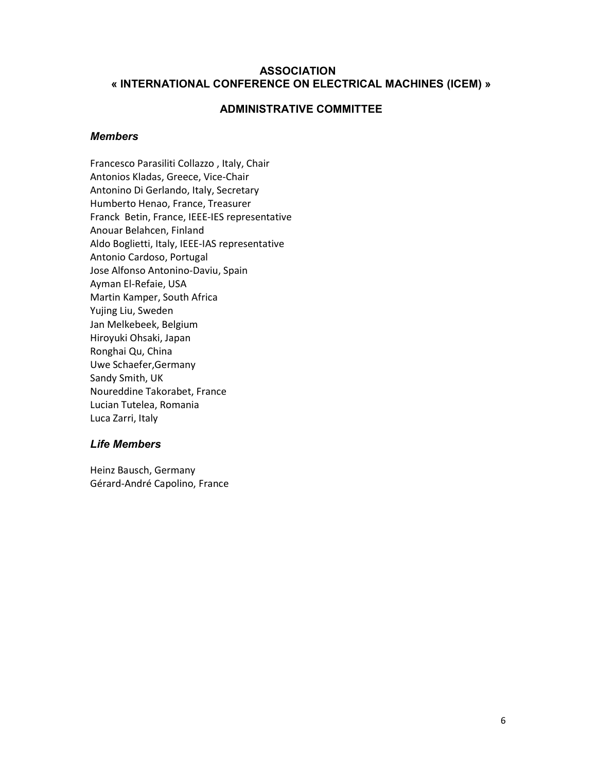## ASSOCIATION
## « INTERNATIONAL CONFERENCE ON ELECTRICAL MACHINES (ICEM) »

### ADMINISTRATIVE COMMITTEE

#### *Members*

Francesco Parasiliti Collazzo , Italy, Chair
Antonios Kladas, Greece, Vice-Chair
Antonino Di Gerlando, Italy, Secretary
Humberto Henao, France, Treasurer
Franck Betin, France, IEEE-IES representative
Anouar Belahcen, Finland
Aldo Boglietti, Italy, IEEE-IAS representative
Antonio Cardoso, Portugal
Jose Alfonso Antonino-Daviu, Spain
Ayman El-Refaie, USA
Martin Kamper, South Africa
Yujing Liu, Sweden
Jan Melkebeek, Belgium
Hiroyuki Ohsaki, Japan
Ronghai Qu, China
Uwe Schaefer,Germany
Sandy Smith, UK
Noureddine Takorabet, France
Lucian Tutelea, Romania
Luca Zarri, Italy

#### *Life Members*

Heinz Bausch, Germany
Gérard-André Capolino, France